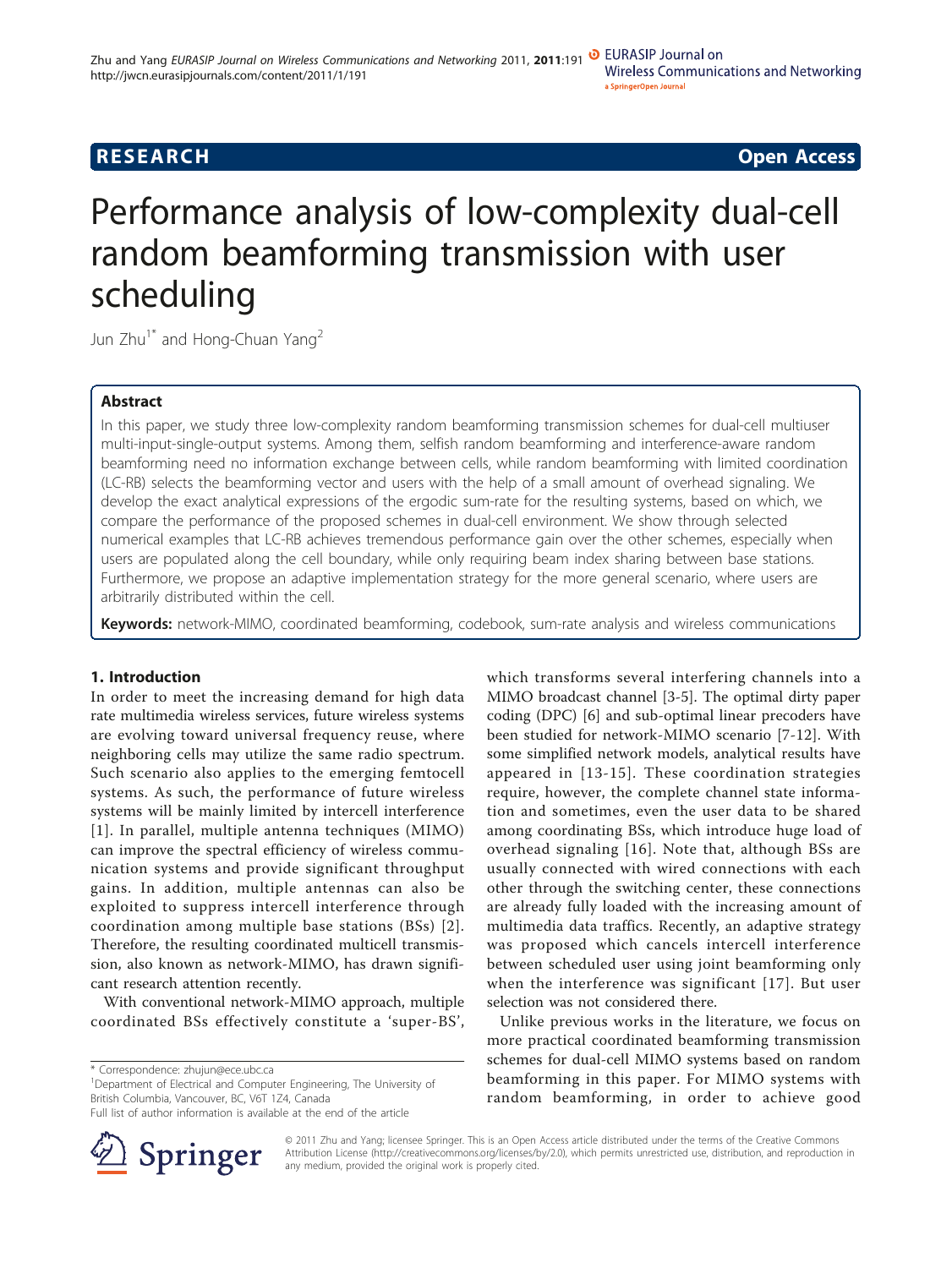RESEARCH Open Access

# Performance analysis of low-complexity dual-cell random beamforming transmission with user scheduling

Jun Zhu[1*] and Hong-Chuan Yang[2]

## Abstract

In this paper, we study three low-complexity random beamforming transmission schemes for dual-cell multiuser multi-input-single-output systems. Among them, selfish random beamforming and interference-aware random beamforming need no information exchange between cells, while random beamforming with limited coordination (LC-RB) selects the beamforming vector and users with the help of a small amount of overhead signaling. We develop the exact analytical expressions of the ergodic sum-rate for the resulting systems, based on which, we compare the performance of the proposed schemes in dual-cell environment. We show through selected numerical examples that LC-RB achieves tremendous performance gain over the other schemes, especially when users are populated along the cell boundary, while only requiring beam index sharing between base stations. Furthermore, we propose an adaptive implementation strategy for the more general scenario, where users are arbitrarily distributed within the cell.

**Keywords:** network-MIMO, coordinated beamforming, codebook, sum-rate analysis and wireless communications

## 1. Introduction

In order to meet the increasing demand for high data rate multimedia wireless services, future wireless systems are evolving toward universal frequency reuse, where neighboring cells may utilize the same radio spectrum. Such scenario also applies to the emerging femtocell systems. As such, the performance of future wireless systems will be mainly limited by intercell interference [1]. In parallel, multiple antenna techniques (MIMO) can improve the spectral efficiency of wireless communication systems and provide significant throughput gains. In addition, multiple antennas can also be exploited to suppress intercell interference through coordination among multiple base stations (BSs) [2]. Therefore, the resulting coordinated multicell transmission, also known as network-MIMO, has drawn significant research attention recently.

With conventional network-MIMO approach, multiple coordinated BSs effectively constitute a 'super-BS', which transforms several interfering channels into a MIMO broadcast channel [3-5]. The optimal dirty paper coding (DPC) [6] and sub-optimal linear precoders have been studied for network-MIMO scenario [7-12]. With some simplified network models, analytical results have appeared in [13-15]. These coordination strategies require, however, the complete channel state information and sometimes, even the user data to be shared among coordinating BSs, which introduce huge load of overhead signaling [16]. Note that, although BSs are usually connected with wired connections with each other through the switching center, these connections are already fully loaded with the increasing amount of multimedia data traffics. Recently, an adaptive strategy was proposed which cancels intercell interference between scheduled user using joint beamforming only when the interference was significant [17]. But user selection was not considered there.

Unlike previous works in the literature, we focus on more practical coordinated beamforming transmission schemes for dual-cell MIMO systems based on random beamforming in this paper. For MIMO systems with random beamforming, in order to achieve good

\* Correspondence: zhujun@ece.ubc.ca

[1]Department of Electrical and Computer Engineering, The University of British Columbia, Vancouver, BC, V6T 1Z4, Canada

Full list of author information is available at the end of the article

© 2011 Zhu and Yang; licensee Springer. This is an Open Access article distributed under the terms of the Creative Commons Attribution License (http://creativecommons.org/licenses/by/2.0), which permits unrestricted use, distribution, and reproduction in any medium, provided the original work is properly cited.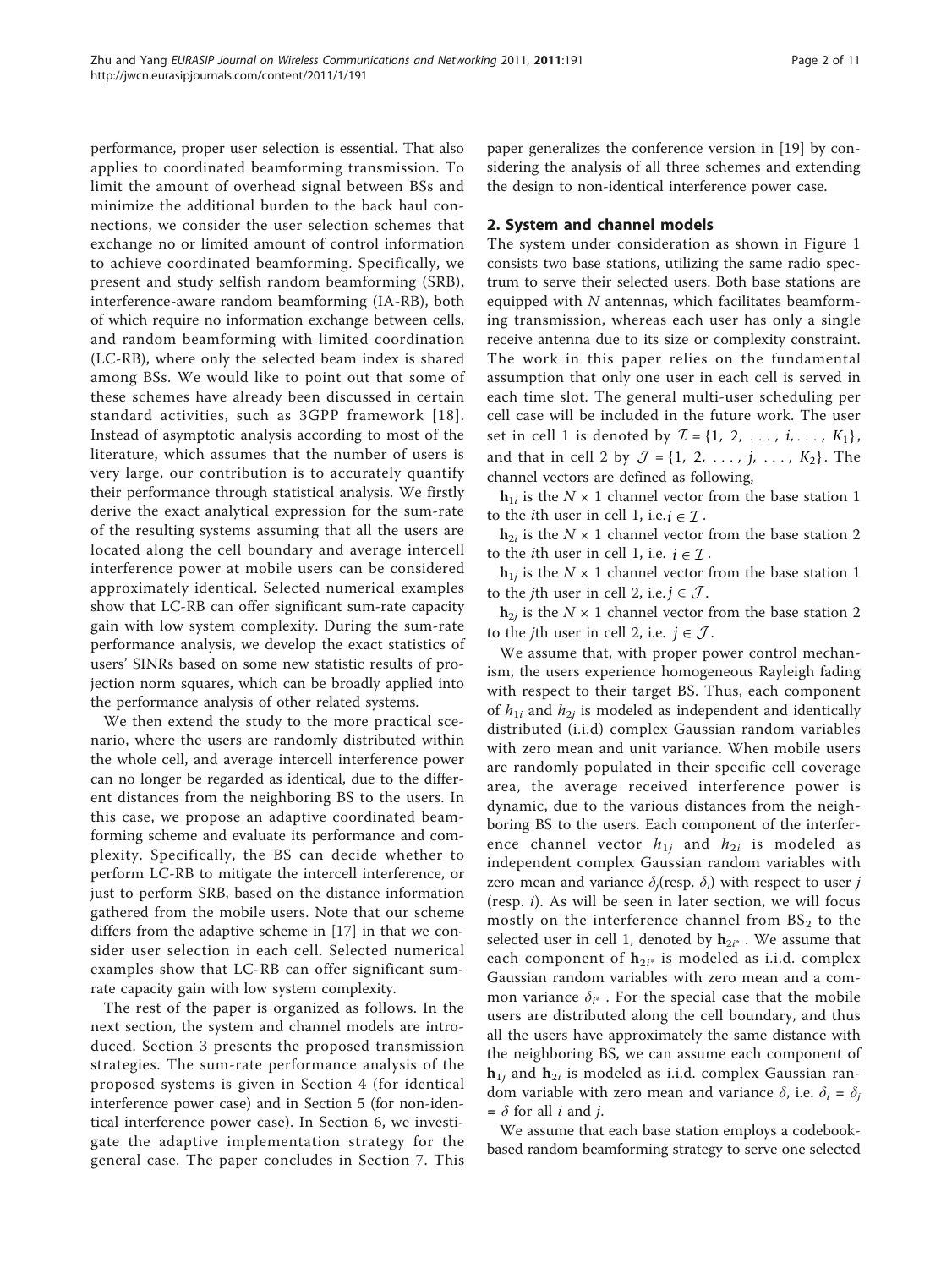performance, proper user selection is essential. That also applies to coordinated beamforming transmission. To limit the amount of overhead signal between BSs and minimize the additional burden to the back haul connections, we consider the user selection schemes that exchange no or limited amount of control information to achieve coordinated beamforming. Specifically, we present and study selfish random beamforming (SRB), interference-aware random beamforming (IA-RB), both of which require no information exchange between cells, and random beamforming with limited coordination (LC-RB), where only the selected beam index is shared among BSs. We would like to point out that some of these schemes have already been discussed in certain standard activities, such as 3GPP framework [18]. Instead of asymptotic analysis according to most of the literature, which assumes that the number of users is very large, our contribution is to accurately quantify their performance through statistical analysis. We firstly derive the exact analytical expression for the sum-rate of the resulting systems assuming that all the users are located along the cell boundary and average intercell interference power at mobile users can be considered approximately identical. Selected numerical examples show that LC-RB can offer significant sum-rate capacity gain with low system complexity. During the sum-rate performance analysis, we develop the exact statistics of users' SINRs based on some new statistic results of projection norm squares, which can be broadly applied into the performance analysis of other related systems.

We then extend the study to the more practical scenario, where the users are randomly distributed within the whole cell, and average intercell interference power can no longer be regarded as identical, due to the different distances from the neighboring BS to the users. In this case, we propose an adaptive coordinated beamforming scheme and evaluate its performance and complexity. Specifically, the BS can decide whether to perform LC-RB to mitigate the intercell interference, or just to perform SRB, based on the distance information gathered from the mobile users. Note that our scheme differs from the adaptive scheme in [17] in that we consider user selection in each cell. Selected numerical examples show that LC-RB can offer significant sum-rate capacity gain with low system complexity.

The rest of the paper is organized as follows. In the next section, the system and channel models are introduced. Section 3 presents the proposed transmission strategies. The sum-rate performance analysis of the proposed systems is given in Section 4 (for identical interference power case) and in Section 5 (for non-identical interference power case). In Section 6, we investigate the adaptive implementation strategy for the general case. The paper concludes in Section 7. This paper generalizes the conference version in [19] by considering the analysis of all three schemes and extending the design to non-identical interference power case.

## 2. System and channel models

The system under consideration as shown in Figure 1 consists two base stations, utilizing the same radio spectrum to serve their selected users. Both base stations are equipped with $N$ antennas, which facilitates beamforming transmission, whereas each user has only a single receive antenna due to its size or complexity constraint. The work in this paper relies on the fundamental assumption that only one user in each cell is served in each time slot. The general multi-user scheduling per cell case will be included in the future work. The user set in cell 1 is denoted by $\mathcal{I} = \{1, 2, \ldots, i, \ldots, K_1\}$, and that in cell 2 by $\mathcal{J} = \{1, 2, \ldots, j, \ldots, K_2\}$. The channel vectors are defined as following,

$\mathbf{h}_{1i}$ is the $N \times 1$ channel vector from the base station 1 to the $i$th user in cell 1, i.e. $i \in \mathcal{I}$.

$\mathbf{h}_{2i}$ is the $N \times 1$ channel vector from the base station 2 to the $i$th user in cell 1, i.e. $i \in \mathcal{I}$.

$\mathbf{h}_{1j}$ is the $N \times 1$ channel vector from the base station 1 to the $j$th user in cell 2, i.e. $j \in \mathcal{J}$.

$\mathbf{h}_{2j}$ is the $N \times 1$ channel vector from the base station 2 to the $j$th user in cell 2, i.e. $j \in \mathcal{J}$.

We assume that, with proper power control mechanism, the users experience homogeneous Rayleigh fading with respect to their target BS. Thus, each component of $h_{1i}$ and $h_{2j}$ is modeled as independent and identically distributed (i.i.d) complex Gaussian random variables with zero mean and unit variance. When mobile users are randomly populated in their specific cell coverage area, the average received interference power is dynamic, due to the various distances from the neighboring BS to the users. Each component of the interference channel vector $h_{1j}$ and $h_{2i}$ is modeled as independent complex Gaussian random variables with zero mean and variance $\delta_j$(resp. $\delta_i$) with respect to user $j$ (resp. $i$). As will be seen in later section, we will focus mostly on the interference channel from $BS_2$ to the selected user in cell 1, denoted by $\mathbf{h}_{2i^*}$. We assume that each component of $\mathbf{h}_{2i^*}$ is modeled as i.i.d. complex Gaussian random variables with zero mean and a common variance $\delta_{i^*}$. For the special case that the mobile users are distributed along the cell boundary, and thus all the users have approximately the same distance with the neighboring BS, we can assume each component of $\mathbf{h}_{1j}$ and $\mathbf{h}_{2i}$ is modeled as i.i.d. complex Gaussian random variable with zero mean and variance $\delta$, i.e. $\delta_i = \delta_j = \delta$ for all $i$ and $j$.

We assume that each base station employs a codebook-based random beamforming strategy to serve one selected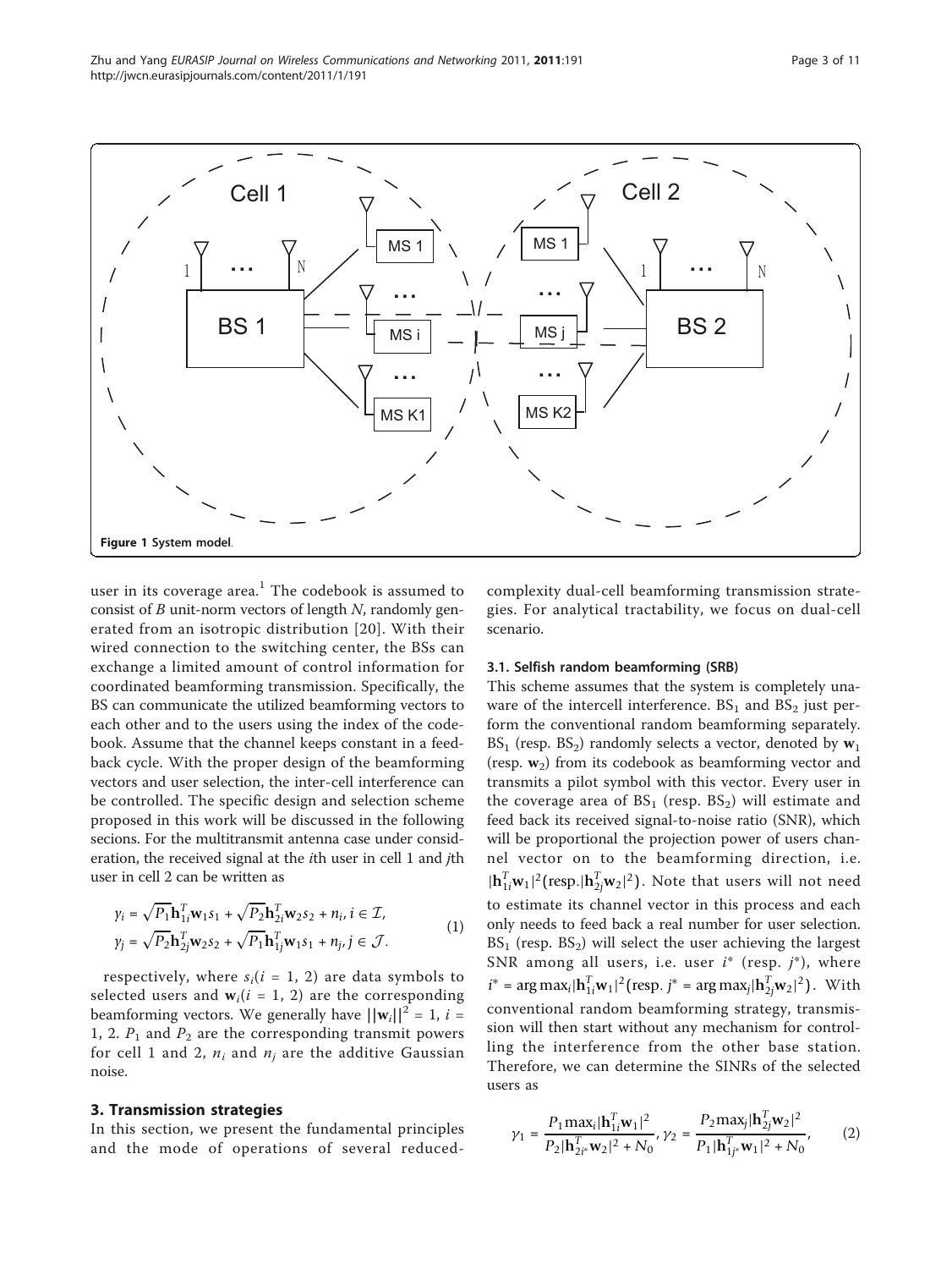Figure 1 System model.

user in its coverage area.[1] The codebook is assumed to consist of $B$ unit-norm vectors of length $N$, randomly generated from an isotropic distribution [20]. With their wired connection to the switching center, the BSs can exchange a limited amount of control information for coordinated beamforming transmission. Specifically, the BS can communicate the utilized beamforming vectors to each other and to the users using the index of the codebook. Assume that the channel keeps constant in a feedback cycle. With the proper design of the beamforming vectors and user selection, the inter-cell interference can be controlled. The specific design and selection scheme proposed in this work will be discussed in the following secions. For the multitransmit antenna case under consideration, the received signal at the $i$th user in cell 1 and $j$th user in cell 2 can be written as

$$
\begin{aligned}
y_i &= \sqrt{P_1}\mathbf{h}_{1i}^T\mathbf{w}_1 s_1 + \sqrt{P_2}\mathbf{h}_{2i}^T\mathbf{w}_2 s_2 + n_i, i \in \mathcal{I}, \\
y_j &= \sqrt{P_2}\mathbf{h}_{2j}^T\mathbf{w}_2 s_2 + \sqrt{P_1}\mathbf{h}_{1j}^T\mathbf{w}_1 s_1 + n_j, j \in \mathcal{J}.
\end{aligned} \tag{1}
$$

respectively, where $s_i (i = 1, 2)$ are data symbols to selected users and $\mathbf{w}_i (i = 1, 2)$ are the corresponding beamforming vectors. We generally have $||\mathbf{w}_i||^2 = 1$, $i = 1, 2$. $P_1$ and $P_2$ are the corresponding transmit powers for cell 1 and 2, $n_i$ and $n_j$ are the additive Gaussian noise.

## 3. Transmission strategies

In this section, we present the fundamental principles and the mode of operations of several reduced-complexity dual-cell beamforming transmission strategies. For analytical tractability, we focus on dual-cell scenario.

### 3.1. Selfish random beamforming (SRB)

This scheme assumes that the system is completely unaware of the intercell interference. $BS_1$ and $BS_2$ just perform the conventional random beamforming separately. $BS_1$ (resp. $BS_2$) randomly selects a vector, denoted by $\mathbf{w}_1$ (resp. $\mathbf{w}_2$) from its codebook as beamforming vector and transmits a pilot symbol with this vector. Every user in the coverage area of $BS_1$ (resp. $BS_2$) will estimate and feed back its received signal-to-noise ratio (SNR), which will be proportional the projection power of users channel vector on to the beamforming direction, i.e. $|\mathbf{h}_{1i}^T\mathbf{w}_1|^2 (\text{resp.} |\mathbf{h}_{2j}^T\mathbf{w}_2|^2)$. Note that users will not need to estimate its channel vector in this process and each only needs to feed back a real number for user selection. $BS_1$ (resp. $BS_2$) will select the user achieving the largest SNR among all users, i.e. user $i^*$ (resp. $j^*$), where $i^* = \arg\max_i |\mathbf{h}_{1i}^T\mathbf{w}_1|^2 (\text{resp.}\ j^* = \arg\max_j |\mathbf{h}_{2j}^T\mathbf{w}_2|^2)$. With conventional random beamforming strategy, transmission will then start without any mechanism for controlling the interference from the other base station. Therefore, we can determine the SINRs of the selected users as

$$
\gamma_1 = \frac{P_1 \max_i |\mathbf{h}_{1i}^T\mathbf{w}_1|^2}{P_2 |\mathbf{h}_{2i^*}^T\mathbf{w}_2|^2 + N_0}, \gamma_2 = \frac{P_2 \max_j |\mathbf{h}_{2j}^T\mathbf{w}_2|^2}{P_1 |\mathbf{h}_{1j^*}^T\mathbf{w}_1|^2 + N_0}, \tag{2}
$$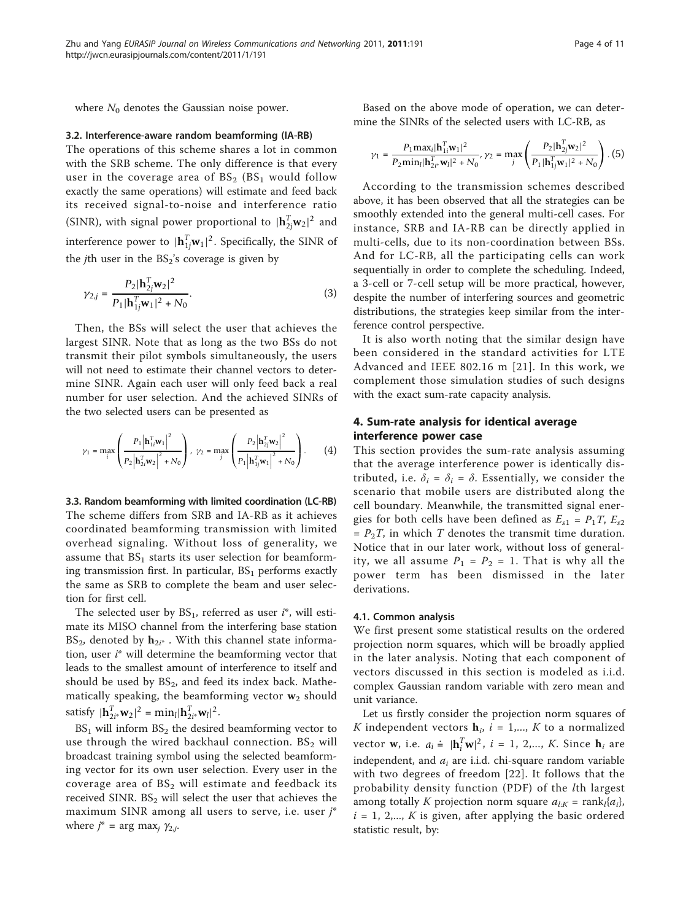where $N_0$ denotes the Gaussian noise power.

### 3.2. Interference-aware random beamforming (IA-RB)

The operations of this scheme shares a lot in common with the SRB scheme. The only difference is that every user in the coverage area of $BS_2$ ($BS_1$ would follow exactly the same operations) will estimate and feed back its received signal-to-noise and interference ratio (SINR), with signal power proportional to $|\mathbf{h}_{2j}^T\mathbf{w}_2|^2$ and interference power to $|\mathbf{h}_{1j}^T\mathbf{w}_1|^2$. Specifically, the SINR of the $j$th user in the $BS_2$'s coverage is given by

$$\gamma_{2,j} = \frac{P_2|\mathbf{h}_{2j}^T\mathbf{w}_2|^2}{P_1|\mathbf{h}_{1j}^T\mathbf{w}_1|^2 + N_0}. \tag{3}$$

Then, the BSs will select the user that achieves the largest SINR. Note that as long as the two BSs do not transmit their pilot symbols simultaneously, the users will not need to estimate their channel vectors to determine SINR. Again each user will only feed back a real number for user selection. And the achieved SINRs of the two selected users can be presented as

$$\gamma_1 = \max_i \left( \frac{P_1\left|\mathbf{h}_{1i}^T\mathbf{w}_1\right|^2}{P_2\left|\mathbf{h}_{2i}^T\mathbf{w}_2\right|^2 + N_0} \right), \ \gamma_2 = \max_j \left( \frac{P_2\left|\mathbf{h}_{2j}^T\mathbf{w}_2\right|^2}{P_1\left|\mathbf{h}_{1j}^T\mathbf{w}_1\right|^2 + N_0} \right). \tag{4}$$

### 3.3. Random beamforming with limited coordination (LC-RB)

The scheme differs from SRB and IA-RB as it achieves coordinated beamforming transmission with limited overhead signaling. Without loss of generality, we assume that $BS_1$ starts its user selection for beamforming transmission first. In particular, $BS_1$ performs exactly the same as SRB to complete the beam and user selection for first cell.

The selected user by $BS_1$, referred as user $i^*$, will estimate its MISO channel from the interfering base station $BS_2$, denoted by $\mathbf{h}_{2i^*}$. With this channel state information, user $i^*$ will determine the beamforming vector that leads to the smallest amount of interference to itself and should be used by $BS_2$, and feed its index back. Mathematically speaking, the beamforming vector $\mathbf{w}_2$ should satisfy $|\mathbf{h}_{2i^*}^T\mathbf{w}_2|^2 = \min_l|\mathbf{h}_{2i^*}^T\mathbf{w}_l|^2$.

$BS_1$ will inform $BS_2$ the desired beamforming vector to use through the wired backhaul connection. $BS_2$ will broadcast training symbol using the selected beamforming vector for its own user selection. Every user in the coverage area of $BS_2$ will estimate and feedback its received SINR. $BS_2$ will select the user that achieves the maximum SINR among all users to serve, i.e. user $j^*$ where $j^* = \arg\max_j \gamma_{2,j}$.

Based on the above mode of operation, we can determine the SINRs of the selected users with LC-RB, as

$$\gamma_1 = \frac{P_1\max_i|\mathbf{h}_{1i}^T\mathbf{w}_1|^2}{P_2\min_l|\mathbf{h}_{2i^*}^T\mathbf{w}_l|^2 + N_0}, \gamma_2 = \max_j \left( \frac{P_2|\mathbf{h}_{2j}^T\mathbf{w}_2|^2}{P_1|\mathbf{h}_{1j}^T\mathbf{w}_1|^2 + N_0} \right). \tag{5}$$

According to the transmission schemes described above, it has been observed that all the strategies can be smoothly extended into the general multi-cell cases. For instance, SRB and IA-RB can be directly applied in multi-cells, due to its non-coordination between BSs. And for LC-RB, all the participating cells can work sequentially in order to complete the scheduling. Indeed, a 3-cell or 7-cell setup will be more practical, however, despite the number of interfering sources and geometric distributions, the strategies keep similar from the interference control perspective.

It is also worth noting that the similar design have been considered in the standard activities for LTE Advanced and IEEE 802.16 m [21]. In this work, we complement those simulation studies of such designs with the exact sum-rate capacity analysis.

## 4. Sum-rate analysis for identical average interference power case

This section provides the sum-rate analysis assuming that the average interference power is identically distributed, i.e. $\delta_i = \delta_i = \delta$. Essentially, we consider the scenario that mobile users are distributed along the cell boundary. Meanwhile, the transmitted signal energies for both cells have been defined as $E_{s1} = P_1T$, $E_{s2} = P_2T$, in which $T$ denotes the transmit time duration. Notice that in our later work, without loss of generality, we all assume $P_1 = P_2 = 1$. That is why all the power term has been dismissed in the later derivations.

### 4.1. Common analysis

We first present some statistical results on the ordered projection norm squares, which will be broadly applied in the later analysis. Noting that each component of vectors discussed in this section is modeled as i.i.d. complex Gaussian random variable with zero mean and unit variance.

Let us firstly consider the projection norm squares of $K$ independent vectors $\mathbf{h}_i$, $i = 1,..., K$ to a normalized vector $\mathbf{w}$, i.e. $a_i \doteq |\mathbf{h}_i^T\mathbf{w}|^2$, $i = 1, 2,..., K$. Since $\mathbf{h}_i$ are independent, and $a_i$ are i.i.d. chi-square random variable with two degrees of freedom [22]. It follows that the probability density function (PDF) of the $l$th largest among totally $K$ projection norm square $a_{l:K} = \text{rank}_l\{a_i\}$, $i = 1, 2,..., K$ is given, after applying the basic ordered statistic result, by: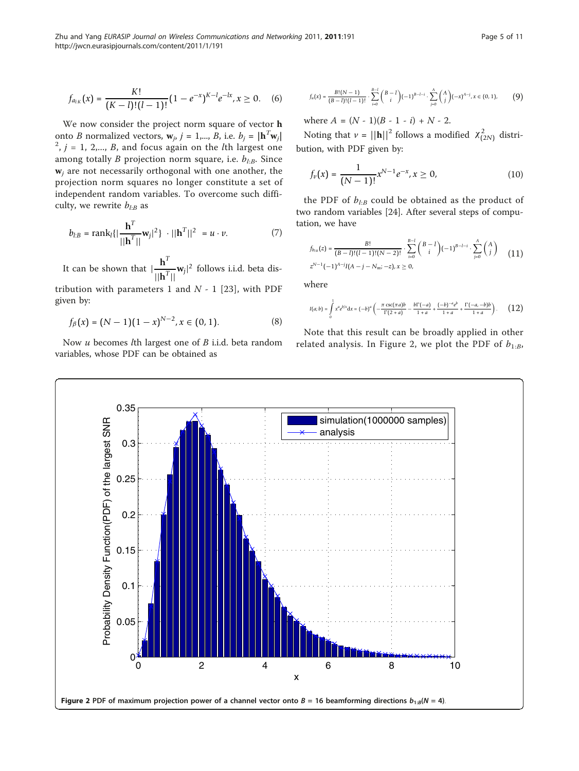$$f_{a_{l:K}}(x) = \frac{K!}{(K-l)!(l-1)!}(1-e^{-x})^{K-l}e^{-lx}, x \geq 0. \quad (6)$$

We now consider the project norm square of vector $\mathbf{h}$ onto $B$ normalized vectors, $\mathbf{w}_j$, $j = 1,..., B$, i.e. $b_j = |\mathbf{h}^T\mathbf{w}_j|^2$, $j = 1, 2,..., B$, and focus again on the $l$th largest one among totally $B$ projection norm square, i.e. $b_{l:B}$. Since $\mathbf{w}_j$ are not necessarily orthogonal with one another, the projection norm squares no longer constitute a set of independent random variables. To overcome such difficulty, we rewrite $b_{l:B}$ as

$$b_{l:B} = \text{rank}_l\{|\frac{\mathbf{h}^T}{||\mathbf{h}^T||}\mathbf{w}_j|^2\} \cdot ||\mathbf{h}^T||^2 = u \cdot v. \quad (7)$$

It can be shown that $|\frac{\mathbf{h}^T}{||\mathbf{h}^T||}\mathbf{w}_j|^2$ follows i.i.d. beta distribution with parameters 1 and $N$ - 1 [23], with PDF given by:

$$f_\beta(x) = (N-1)(1-x)^{N-2}, x \in (0,1). \quad (8)$$

Now $u$ becomes $l$th largest one of $B$ i.i.d. beta random variables, whose PDF can be obtained as

$$f_u(x) = \frac{B!(N-1)}{(B-l)!(l-1)!} \cdot \sum_{i=0}^{B-l} \binom{B-l}{i} (-1)^{B-l-i} \cdot \sum_{j=0}^{A} \binom{A}{j} (-x)^{A-j}, x \in (0,1), \quad (9)$$

where $A = (N - 1)(B - 1 - i) + N - 2$.

Noting that $v = ||\mathbf{h}||^2$ follows a modified $\chi^2_{(2N)}$ distribution, with PDF given by:

$$f_v(x) = \frac{1}{(N-1)!}x^{N-1}e^{-x}, x \geq 0, \quad (10)$$

the PDF of $b_{l:B}$ could be obtained as the product of two random variables [24]. After several steps of computation, we have

$$f_{b_{l:B}}(z) = \frac{B!}{(B-l)!(l-1)!(N-2)!} \cdot \sum_{i=0}^{B-l} \binom{B-l}{i} (-1)^{B-l-i} \cdot \sum_{j=0}^{A} \binom{A}{j} z^{N-1}(-1)^{A-j} I(A-j-N_m; -z), x \geq 0, \quad (11)$$

where

$$I(a;b) = \int_0^1 x^a e^{b/x} dx = (-b)^a \left( -\frac{\pi \csc(\pi a) b}{\Gamma(2+a)} - \frac{b\Gamma(-a)}{1+a} + \frac{(-b)^{-a}e^b}{1+a} + \frac{\Gamma(-a,-b)b}{1+a} \right). \quad (12)$$

Note that this result can be broadly applied in other related analysis. In Figure 2, we plot the PDF of $b_{1:B}$,

**Figure 2** PDF of maximum projection power of a channel vector onto $B$ = 16 beamforming directions $b_{1:B}$($N$ = 4).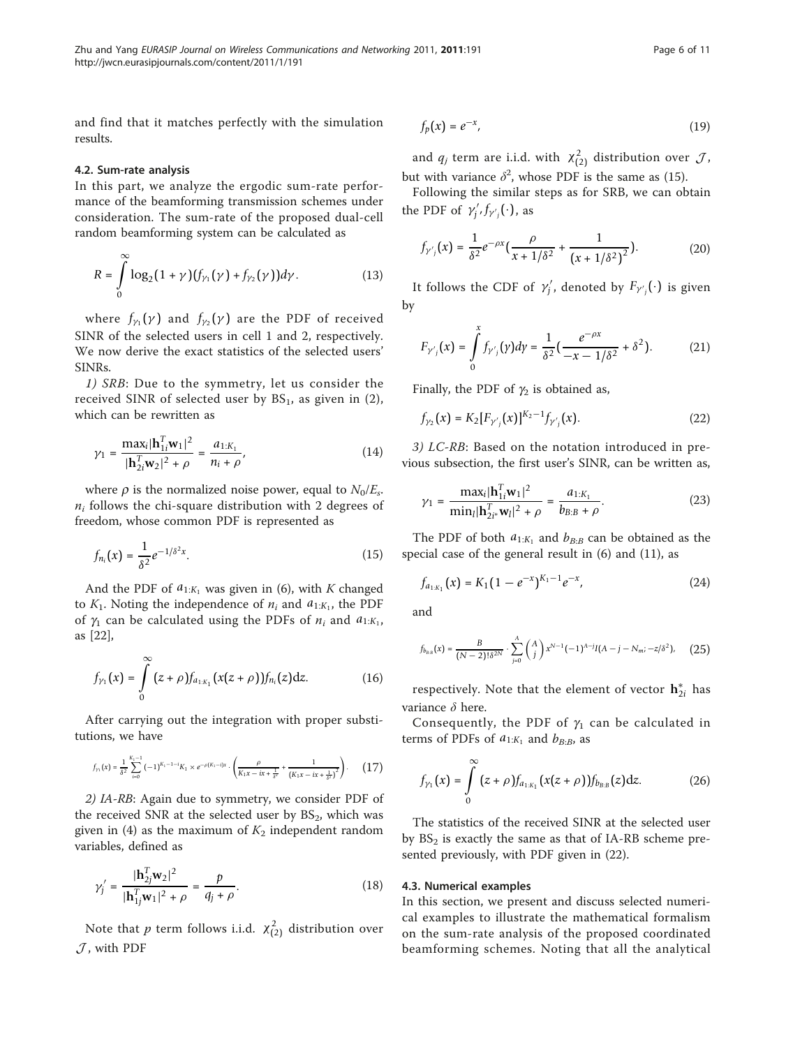and find that it matches perfectly with the simulation results.

### 4.2. Sum-rate analysis

In this part, we analyze the ergodic sum-rate performance of the beamforming transmission schemes under consideration. The sum-rate of the proposed dual-cell random beamforming system can be calculated as

$$R = \int_0^\infty \log_2(1+\gamma)(f_{\gamma_1}(\gamma) + f_{\gamma_2}(\gamma))d\gamma. \tag{13}$$

where $f_{\gamma_1}(\gamma)$ and $f_{\gamma_2}(\gamma)$ are the PDF of received SINR of the selected users in cell 1 and 2, respectively. We now derive the exact statistics of the selected users' SINRs.

*1) SRB*: Due to the symmetry, let us consider the received SINR of selected user by $BS_1$, as given in (2), which can be rewritten as

$$\gamma_1 = \frac{\max_i |\mathbf{h}_{1i}^T \mathbf{w}_1|^2}{|\mathbf{h}_{2i}^T \mathbf{w}_2|^2 + \rho} = \frac{a_{1:K_1}}{n_i + \rho}, \tag{14}$$

where $\rho$ is the normalized noise power, equal to $N_0/E_s$. $n_i$ follows the chi-square distribution with 2 degrees of freedom, whose common PDF is represented as

$$f_{n_i}(x) = \frac{1}{\delta^2} e^{-1/\delta^2 x}. \tag{15}$$

And the PDF of $a_{1:K_1}$ was given in (6), with $K$ changed to $K_1$. Noting the independence of $n_i$ and $a_{1:K_1}$, the PDF of $\gamma_1$ can be calculated using the PDFs of $n_i$ and $a_{1:K_1}$, as [22],

$$f_{\gamma_1}(x) = \int_0^\infty (z+\rho) f_{a_{1:K_1}}(x(z+\rho)) f_{n_i}(z) \mathrm{d}z. \tag{16}$$

After carrying out the integration with proper substitutions, we have

$$f_{\gamma_1}(x) = \frac{1}{\delta^2} \sum_{i=0}^{K_1-1} (-1)^{K_1-1-i} K_1 \times e^{-\rho(K_1-i)x} \cdot \left( \frac{\rho}{K_1 x - ix + \frac{1}{\delta^2}} + \frac{1}{\left(K_1 x - ix + \frac{1}{\delta^2}\right)^2} \right). \tag{17}$$

*2) IA-RB*: Again due to symmetry, we consider PDF of the received SNR at the selected user by $BS_2$, which was given in (4) as the maximum of $K_2$ independent random variables, defined as

$$\gamma_j' = \frac{|\mathbf{h}_{2j}^T \mathbf{w}_2|^2}{|\mathbf{h}_{1j}^T \mathbf{w}_1|^2 + \rho} = \frac{p}{q_j + \rho}. \tag{18}$$

Note that $p$ term follows i.i.d. $\chi^2_{(2)}$ distribution over $\mathcal{J}$, with PDF

$$f_p(x) = e^{-x}, \tag{19}$$

and $q_j$ term are i.i.d. with $\chi^2_{(2)}$ distribution over $\mathcal{J}$, but with variance $\delta^2$, whose PDF is the same as (15).

Following the similar steps as for SRB, we can obtain the PDF of $\gamma_j'$, $f_{\gamma'_j}(\cdot)$, as

$$f_{\gamma'_j}(x) = \frac{1}{\delta^2} e^{-\rho x} \left( \frac{\rho}{x + 1/\delta^2} + \frac{1}{(x+1/\delta^2)^2} \right). \tag{20}$$

It follows the CDF of $\gamma_j'$, denoted by $F_{\gamma'_j}(\cdot)$ is given by

$$F_{\gamma'_j}(x) = \int_0^x f_{\gamma'_j}(y) dy = \frac{1}{\delta^2} \left( \frac{e^{-\rho x}}{-x - 1/\delta^2} + \delta^2 \right). \tag{21}$$

Finally, the PDF of $\gamma_2$ is obtained as,

$$f_{\gamma_2}(x) = K_2 [F_{\gamma'_j}(x)]^{K_2 - 1} f_{\gamma'_j}(x). \tag{22}$$

*3) LC-RB*: Based on the notation introduced in previous subsection, the first user's SINR, can be written as,

$$\gamma_1 = \frac{\max_i |\mathbf{h}_{1i}^T \mathbf{w}_1|^2}{\min_l |\mathbf{h}_{2i^*}^T \mathbf{w}_l|^2 + \rho} = \frac{a_{1:K_1}}{b_{B:B} + \rho}. \tag{23}$$

The PDF of both $a_{1:K_1}$ and $b_{B:B}$ can be obtained as the special case of the general result in (6) and (11), as

$$f_{a_{1:K_1}}(x) = K_1 (1 - e^{-x})^{K_1 - 1} e^{-x}, \tag{24}$$

and

$$f_{b_{B:B}}(x) = \frac{B}{(N-2)!\delta^{2N}} \cdot \sum_{j=0}^{A} \binom{A}{j} x^{N-1} (-1)^{A-j} I(A-j-N_m; -z/\delta^2), \tag{25}$$

respectively. Note that the element of vector $\mathbf{h}_{2i}^*$ has variance $\delta$ here.

Consequently, the PDF of $\gamma_1$ can be calculated in terms of PDFs of $a_{1:K_1}$ and $b_{B:B}$, as

$$f_{\gamma_1}(x) = \int_0^\infty (z+\rho) f_{a_{1:K_1}}(x(z+\rho)) f_{b_{B:B}}(z) \mathrm{d}z. \tag{26}$$

The statistics of the received SINR at the selected user by $BS_2$ is exactly the same as that of IA-RB scheme presented previously, with PDF given in (22).

### 4.3. Numerical examples

In this section, we present and discuss selected numerical examples to illustrate the mathematical formalism on the sum-rate analysis of the proposed coordinated beamforming schemes. Noting that all the analytical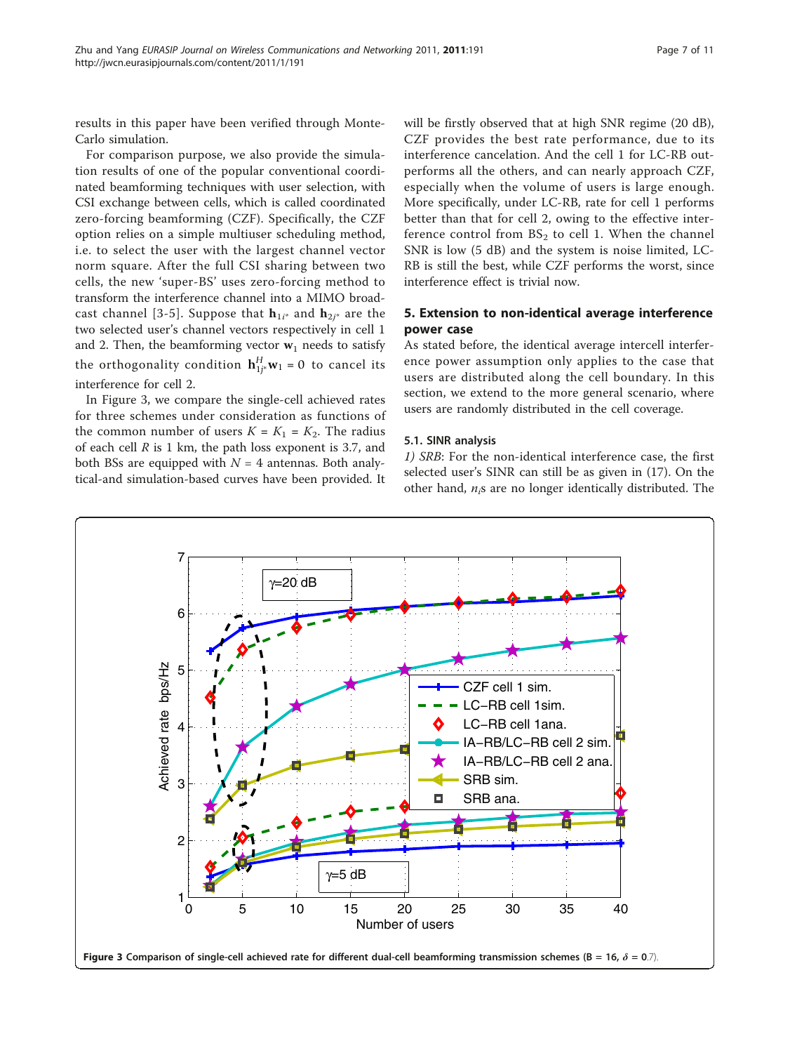results in this paper have been verified through Monte-Carlo simulation.

For comparison purpose, we also provide the simulation results of one of the popular conventional coordinated beamforming techniques with user selection, with CSI exchange between cells, which is called coordinated zero-forcing beamforming (CZF). Specifically, the CZF option relies on a simple multiuser scheduling method, i.e. to select the user with the largest channel vector norm square. After the full CSI sharing between two cells, the new 'super-BS' uses zero-forcing method to transform the interference channel into a MIMO broadcast channel [3-5]. Suppose that $\mathbf{h}_{1i^*}$ and $\mathbf{h}_{2j^*}$ are the two selected user's channel vectors respectively in cell 1 and 2. Then, the beamforming vector $\mathbf{w}_1$ needs to satisfy the orthogonality condition $\mathbf{h}_{1j^*}^H \mathbf{w}_1 = 0$ to cancel its interference for cell 2.

In Figure 3, we compare the single-cell achieved rates for three schemes under consideration as functions of the common number of users $K = K_1 = K_2$. The radius of each cell $R$ is 1 km, the path loss exponent is 3.7, and both BSs are equipped with $N = 4$ antennas. Both analytical-and simulation-based curves have been provided. It will be firstly observed that at high SNR regime (20 dB), CZF provides the best rate performance, due to its interference cancelation. And the cell 1 for LC-RB outperforms all the others, and can nearly approach CZF, especially when the volume of users is large enough. More specifically, under LC-RB, rate for cell 1 performs better than that for cell 2, owing to the effective interference control from $\text{BS}_2$ to cell 1. When the channel SNR is low (5 dB) and the system is noise limited, LC-RB is still the best, while CZF performs the worst, since interference effect is trivial now.

## 5. Extension to non-identical average interference power case

As stated before, the identical average intercell interference power assumption only applies to the case that users are distributed along the cell boundary. In this section, we extend to the more general scenario, where users are randomly distributed in the cell coverage.

### 5.1. SINR analysis

*1) SRB*: For the non-identical interference case, the first selected user's SINR can still be as given in (17). On the other hand, $n_i$s are no longer identically distributed. The

**Figure 3 Comparison of single-cell achieved rate for different dual-cell beamforming transmission schemes** ($B = 16$, $\delta = 0.7$).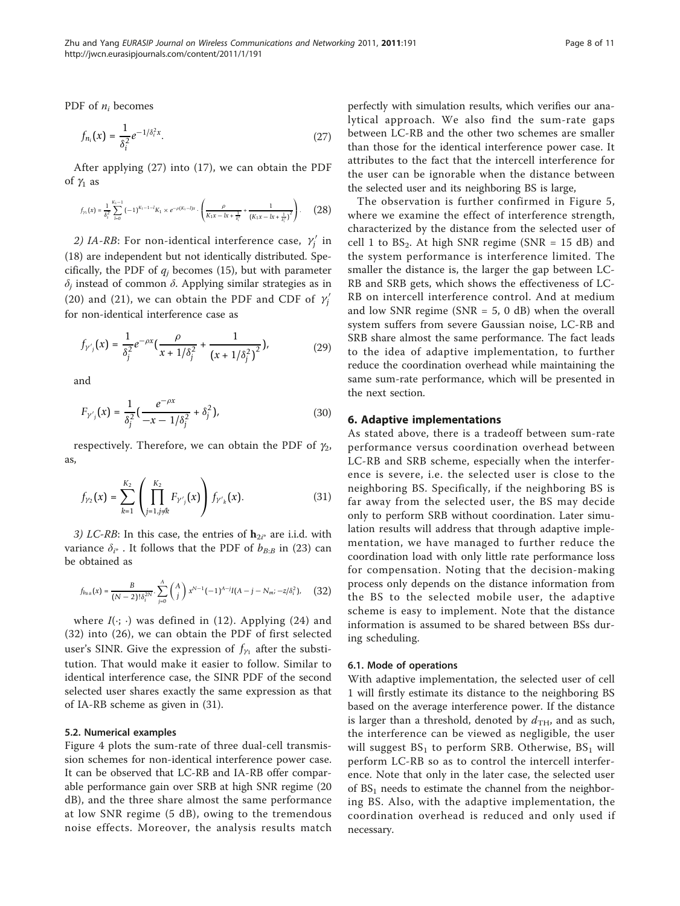PDF of $n_i$ becomes

$$f_{n_i}(x) = \frac{1}{\delta_i^2} e^{-1/\delta_i^2 x}. \tag{27}$$

After applying (27) into (17), we can obtain the PDF of $\gamma_1$ as

$$f_{\gamma_1}(x) = \frac{1}{\delta_i^2} \sum_{l=0}^{K_1-1} (-1)^{K_1-1-l} K_1 \times e^{-\rho(K_1-l)x} \cdot \left( \frac{\rho}{K_1 x - lx + \frac{1}{\delta_i^2}} + \frac{1}{(K_1 x - lx + \frac{1}{\delta_i^2})^2} \right). \tag{28}$$

*2) IA-RB*: For non-identical interference case, $\gamma_j'$ in (18) are independent but not identically distributed. Specifically, the PDF of $q_j$ becomes (15), but with parameter $\delta_j$ instead of common $\delta$. Applying similar strategies as in (20) and (21), we can obtain the PDF and CDF of $\gamma_j'$ for non-identical interference case as

$$f_{\gamma'_j}(x) = \frac{1}{\delta_j^2} e^{-\rho x} \left( \frac{\rho}{x + 1/\delta_j^2} + \frac{1}{(x + 1/\delta_j^2)^2} \right), \tag{29}$$

and

$$F_{\gamma'_j}(x) = \frac{1}{\delta_j^2} \left( \frac{e^{-\rho x}}{-x - 1/\delta_j^2} + \delta_j^2 \right), \tag{30}$$

respectively. Therefore, we can obtain the PDF of $\gamma_2$, as,

$$f_{\gamma_2}(x) = \sum_{k=1}^{K_2} \left( \prod_{j=1, j \neq k}^{K_2} F_{\gamma'_j}(x) \right) f_{\gamma'_k}(x). \tag{31}$$

*3) LC-RB*: In this case, the entries of $\mathbf{h}_{2i^*}$ are i.i.d. with variance $\delta_{i^*}$. It follows that the PDF of $b_{B:B}$ in (23) can be obtained as

$$f_{b_{B:B}}(x) = \frac{B}{(N-2)! \delta_i^{2N}} \cdot \sum_{j=0}^{A} \binom{A}{j} x^{N-1} (-1)^{A-j} I(A-j-N_m; -z/\delta_i^2), \tag{32}$$

where $I(\cdot; \cdot)$ was defined in (12). Applying (24) and (32) into (26), we can obtain the PDF of first selected user's SINR. Give the expression of $f_{\gamma_1}$ after the substitution. That would make it easier to follow. Similar to identical interference case, the SINR PDF of the second selected user shares exactly the same expression as that of IA-RB scheme as given in (31).

### 5.2. Numerical examples

Figure 4 plots the sum-rate of three dual-cell transmission schemes for non-identical interference power case. It can be observed that LC-RB and IA-RB offer comparable performance gain over SRB at high SNR regime (20 dB), and the three share almost the same performance at low SNR regime (5 dB), owing to the tremendous noise effects. Moreover, the analysis results match perfectly with simulation results, which verifies our analytical approach. We also find the sum-rate gaps between LC-RB and the other two schemes are smaller than those for the identical interference power case. It attributes to the fact that the intercell interference for the user can be ignorable when the distance between the selected user and its neighboring BS is large,

The observation is further confirmed in Figure 5, where we examine the effect of interference strength, characterized by the distance from the selected user of cell 1 to $BS_2$. At high SNR regime (SNR = 15 dB) and the system performance is interference limited. The smaller the distance is, the larger the gap between LC-RB and SRB gets, which shows the effectiveness of LC-RB on intercell interference control. And at medium and low SNR regime (SNR = 5, 0 dB) when the overall system suffers from severe Gaussian noise, LC-RB and SRB share almost the same performance. The fact leads to the idea of adaptive implementation, to further reduce the coordination overhead while maintaining the same sum-rate performance, which will be presented in the next section.

## 6. Adaptive implementations

As stated above, there is a tradeoff between sum-rate performance versus coordination overhead between LC-RB and SRB scheme, especially when the interference is severe, i.e. the selected user is close to the neighboring BS. Specifically, if the neighboring BS is far away from the selected user, the BS may decide only to perform SRB without coordination. Later simulation results will address that through adaptive implementation, we have managed to further reduce the coordination load with only little rate performance loss for compensation. Noting that the decision-making process only depends on the distance information from the BS to the selected mobile user, the adaptive scheme is easy to implement. Note that the distance information is assumed to be shared between BSs during scheduling.

### 6.1. Mode of operations

With adaptive implementation, the selected user of cell 1 will firstly estimate its distance to the neighboring BS based on the average interference power. If the distance is larger than a threshold, denoted by $d_{\text{TH}}$, and as such, the interference can be viewed as negligible, the user will suggest $BS_1$ to perform SRB. Otherwise, $BS_1$ will perform LC-RB so as to control the intercell interference. Note that only in the later case, the selected user of $BS_1$ needs to estimate the channel from the neighboring BS. Also, with the adaptive implementation, the coordination overhead is reduced and only used if necessary.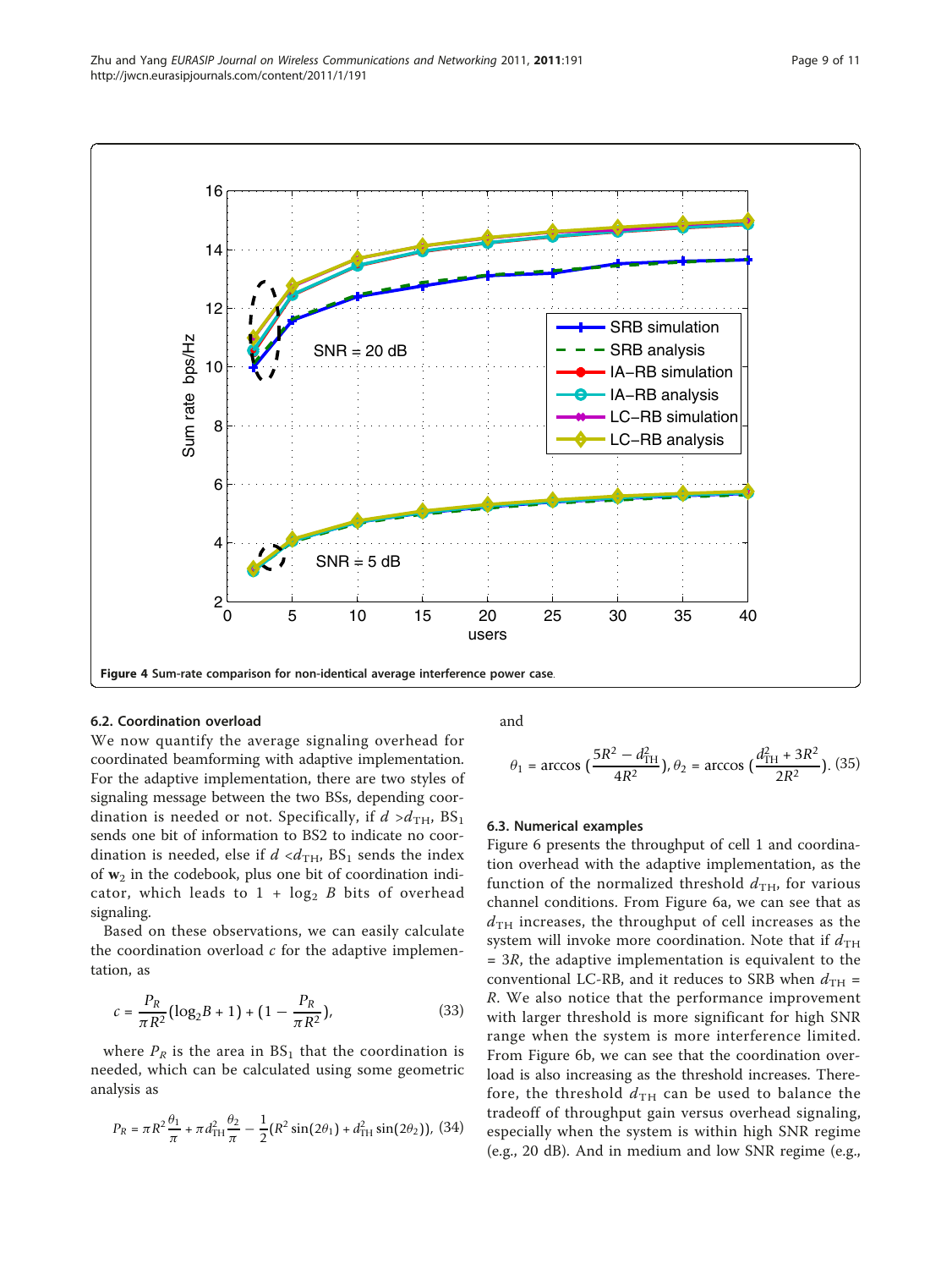Figure 4 Sum-rate comparison for non-identical average interference power case.

### 6.2. Coordination overload

We now quantify the average signaling overhead for coordinated beamforming with adaptive implementation. For the adaptive implementation, there are two styles of signaling message between the two BSs, depending coordination is needed or not. Specifically, if $d > d_{\mathrm{TH}}$, $\mathrm{BS}_1$ sends one bit of information to BS2 to indicate no coordination is needed, else if $d < d_{\mathrm{TH}}$, $\mathrm{BS}_1$ sends the index of $\mathbf{w}_2$ in the codebook, plus one bit of coordination indicator, which leads to $1 + \log_2 B$ bits of overhead signaling.

Based on these observations, we can easily calculate the coordination overload $c$ for the adaptive implementation, as

$$c = \frac{P_R}{\pi R^2}(\log_2 B + 1) + (1 - \frac{P_R}{\pi R^2}), \tag{33}$$

where $P_R$ is the area in $\mathrm{BS}_1$ that the coordination is needed, which can be calculated using some geometric analysis as

$$P_R = \pi R^2 \frac{\theta_1}{\pi} + \pi d_{\mathrm{TH}}^2 \frac{\theta_2}{\pi} - \frac{1}{2}(R^2 \sin(2\theta_1) + d_{\mathrm{TH}}^2 \sin(2\theta_2)), \tag{34}$$

and

$$\theta_1 = \arccos\left(\frac{5R^2 - d_{\mathrm{TH}}^2}{4R^2}\right), \theta_2 = \arccos\left(\frac{d_{\mathrm{TH}}^2 + 3R^2}{2R^2}\right). \tag{35}$$

### 6.3. Numerical examples

Figure 6 presents the throughput of cell 1 and coordination overhead with the adaptive implementation, as the function of the normalized threshold $d_{\mathrm{TH}}$, for various channel conditions. From Figure 6a, we can see that as $d_{\mathrm{TH}}$ increases, the throughput of cell increases as the system will invoke more coordination. Note that if $d_{\mathrm{TH}} = 3R$, the adaptive implementation is equivalent to the conventional LC-RB, and it reduces to SRB when $d_{\mathrm{TH}} = R$. We also notice that the performance improvement with larger threshold is more significant for high SNR range when the system is more interference limited. From Figure 6b, we can see that the coordination overload is also increasing as the threshold increases. Therefore, the threshold $d_{\mathrm{TH}}$ can be used to balance the tradeoff of throughput gain versus overhead signaling, especially when the system is within high SNR regime (e.g., 20 dB). And in medium and low SNR regime (e.g.,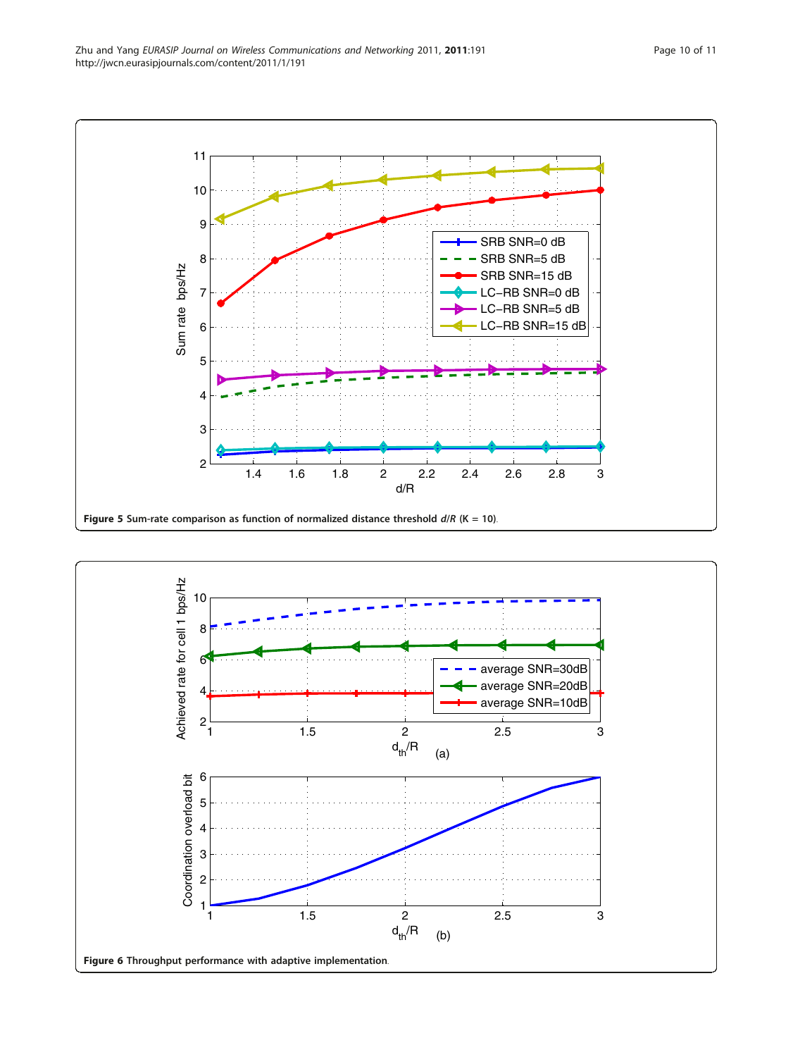**Figure 5 Sum-rate comparison as function of normalized distance threshold $d/R$ (K = 10).**

**Figure 6 Throughput performance with adaptive implementation.**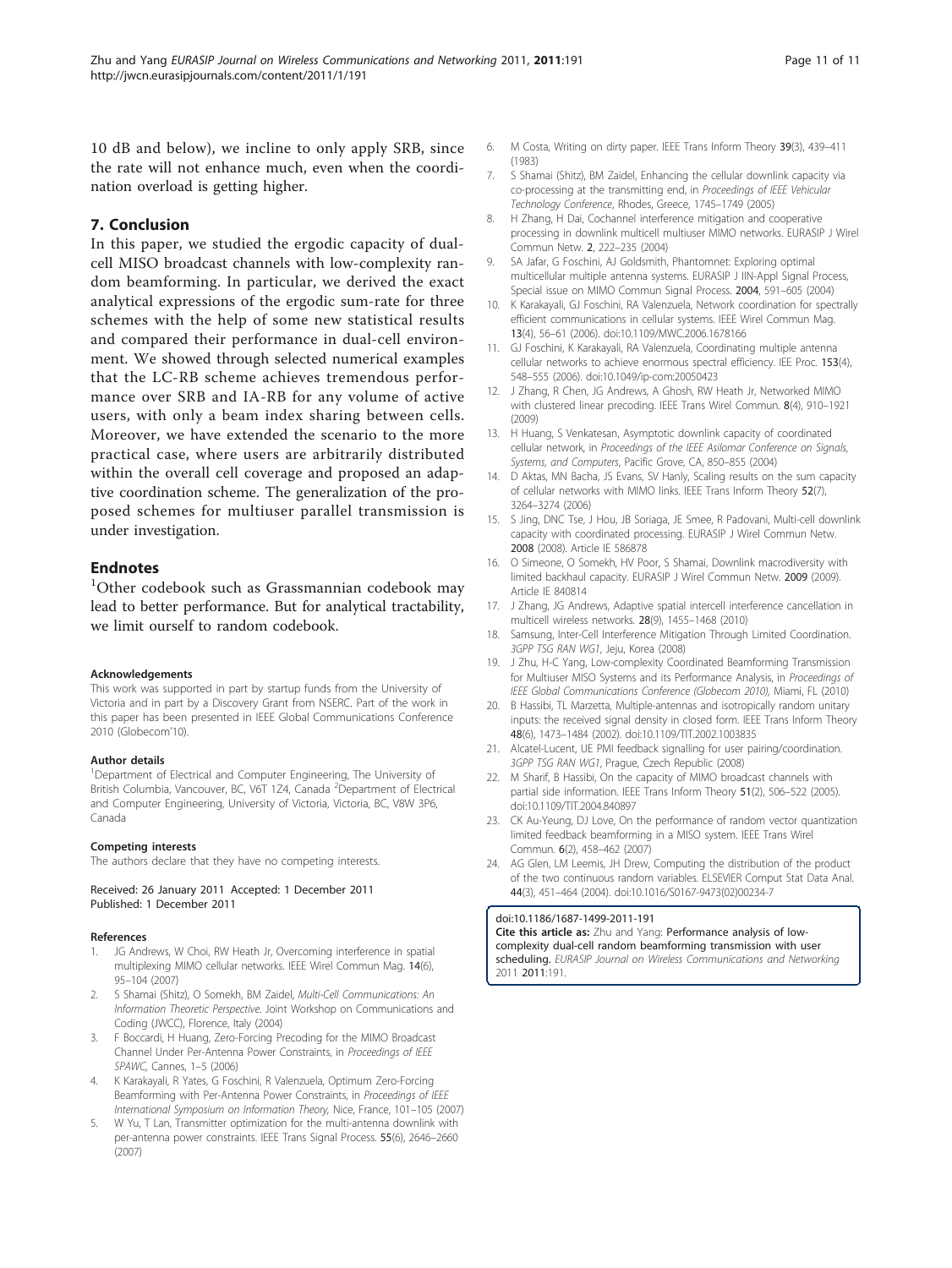10 dB and below), we incline to only apply SRB, since the rate will not enhance much, even when the coordination overload is getting higher.

## 7. Conclusion

In this paper, we studied the ergodic capacity of dual-cell MISO broadcast channels with low-complexity random beamforming. In particular, we derived the exact analytical expressions of the ergodic sum-rate for three schemes with the help of some new statistical results and compared their performance in dual-cell environment. We showed through selected numerical examples that the LC-RB scheme achieves tremendous performance over SRB and IA-RB for any volume of active users, with only a beam index sharing between cells. Moreover, we have extended the scenario to the more practical case, where users are arbitrarily distributed within the overall cell coverage and proposed an adaptive coordination scheme. The generalization of the proposed schemes for multiuser parallel transmission is under investigation.

## Endnotes

[1]Other codebook such as Grassmannian codebook may lead to better performance. But for analytical tractability, we limit ourself to random codebook.

#### Acknowledgements

This work was supported in part by startup funds from the University of Victoria and in part by a Discovery Grant from NSERC. Part of the work in this paper has been presented in IEEE Global Communications Conference 2010 (Globecom'10).

#### Author details

[1]Department of Electrical and Computer Engineering, The University of British Columbia, Vancouver, BC, V6T 1Z4, Canada [2]Department of Electrical and Computer Engineering, University of Victoria, Victoria, BC, V8W 3P6, Canada

#### Competing interests

The authors declare that they have no competing interests.

Received: 26 January 2011 Accepted: 1 December 2011
Published: 1 December 2011

#### References

1. JG Andrews, W Choi, RW Heath Jr, Overcoming interference in spatial multiplexing MIMO cellular networks. IEEE Wirel Commun Mag. **14**(6), 95–104 (2007)
2. S Shamai (Shitz), O Somekh, BM Zaidel, *Multi-Cell Communications: An Information Theoretic Perspective*. Joint Workshop on Communications and Coding (JWCC), Florence, Italy (2004)
3. F Boccardi, H Huang, Zero-Forcing Precoding for the MIMO Broadcast Channel Under Per-Antenna Power Constraints, in *Proceedings of IEEE SPAWC*, Cannes, 1–5 (2006)
4. K Karakayali, R Yates, G Foschini, R Valenzuela, Optimum Zero-Forcing Beamforming with Per-Antenna Power Constraints, in *Proceedings of IEEE International Symposium on Information Theory*, Nice, France, 101–105 (2007)
5. W Yu, T Lan, Transmitter optimization for the multi-antenna downlink with per-antenna power constraints. IEEE Trans Signal Process. **55**(6), 2646–2660 (2007)
6. M Costa, Writing on dirty paper. IEEE Trans Inform Theory **39**(3), 439–411 (1983)
7. S Shamai (Shitz), BM Zaidel, Enhancing the cellular downlink capacity via co-processing at the transmitting end, in *Proceedings of IEEE Vehicular Technology Conference*, Rhodes, Greece, 1745–1749 (2005)
8. H Zhang, H Dai, Cochannel interference mitigation and cooperative processing in downlink multicell multiuser MIMO networks. EURASIP J Wirel Commun Netw. **2**, 222–235 (2004)
9. SA Jafar, G Foschini, AJ Goldsmith, Phantomnet: Exploring optimal multicellular multiple antenna systems. EURASIP J IIN-Appl Signal Process, Special issue on MIMO Commun Signal Process. **2004**, 591–605 (2004)
10. K Karakayali, GJ Foschini, RA Valenzuela, Network coordination for spectrally efficient communications in cellular systems. IEEE Wirel Commun Mag. **13**(4), 56–61 (2006). doi:10.1109/MWC.2006.1678166
11. GJ Foschini, K Karakayali, RA Valenzuela, Coordinating multiple antenna cellular networks to achieve enormous spectral efficiency. IEE Proc. **153**(4), 548–555 (2006). doi:10.1049/ip-com:20050423
12. J Zhang, R Chen, JG Andrews, A Ghosh, RW Heath Jr, Networked MIMO with clustered linear precoding. IEEE Trans Wirel Commun. **8**(4), 910–1921 (2009)
13. H Huang, S Venkatesan, Asymptotic downlink capacity of coordinated cellular network, in *Proceedings of the IEEE Asilomar Conference on Signals, Systems, and Computers*, Pacific Grove, CA, 850–855 (2004)
14. D Aktas, MN Bacha, JS Evans, SV Hanly, Scaling results on the sum capacity of cellular networks with MIMO links. IEEE Trans Inform Theory **52**(7), 3264–3274 (2006)
15. S Jing, DNC Tse, J Hou, JB Soriaga, JE Smee, R Padovani, Multi-cell downlink capacity with coordinated processing. EURASIP J Wirel Commun Netw. **2008** (2008). Article IE 586878
16. O Simeone, O Somekh, HV Poor, S Shamai, Downlink macrodiversity with limited backhaul capacity. EURASIP J Wirel Commun Netw. **2009** (2009). Article IE 840814
17. J Zhang, JG Andrews, Adaptive spatial intercell interference cancellation in multicell wireless networks. **28**(9), 1455–1468 (2010)
18. Samsung, Inter-Cell Interference Mitigation Through Limited Coordination. *3GPP TSG RAN WG1*, Jeju, Korea (2008)
19. J Zhu, H-C Yang, Low-complexity Coordinated Beamforming Transmission for Multiuser MISO Systems and its Performance Analysis, in *Proceedings of IEEE Global Communications Conference (Globecom 2010)*, Miami, FL (2010)
20. B Hassibi, TL Marzetta, Multiple-antennas and isotropically random unitary inputs: the received signal density in closed form. IEEE Trans Inform Theory **48**(6), 1473–1484 (2002). doi:10.1109/TIT.2002.1003835
21. Alcatel-Lucent, UE PMI feedback signalling for user pairing/coordination. *3GPP TSG RAN WG1*, Prague, Czech Republic (2008)
22. M Sharif, B Hassibi, On the capacity of MIMO broadcast channels with partial side information. IEEE Trans Inform Theory **51**(2), 506–522 (2005). doi:10.1109/TIT.2004.840897
23. CK Au-Yeung, DJ Love, On the performance of random vector quantization limited feedback beamforming in a MISO system. IEEE Trans Wirel Commun. **6**(2), 458–462 (2007)
24. AG Glen, LM Leemis, JH Drew, Computing the distribution of the product of the two continuous random variables. ELSEVIER Comput Stat Data Anal. **44**(3), 451–464 (2004). doi:10.1016/S0167-9473(02)00234-7

doi:10.1186/1687-1499-2011-191
**Cite this article as:** Zhu and Yang: Performance analysis of low-complexity dual-cell random beamforming transmission with user scheduling. *EURASIP Journal on Wireless Communications and Networking* 2011 **2011**:191.